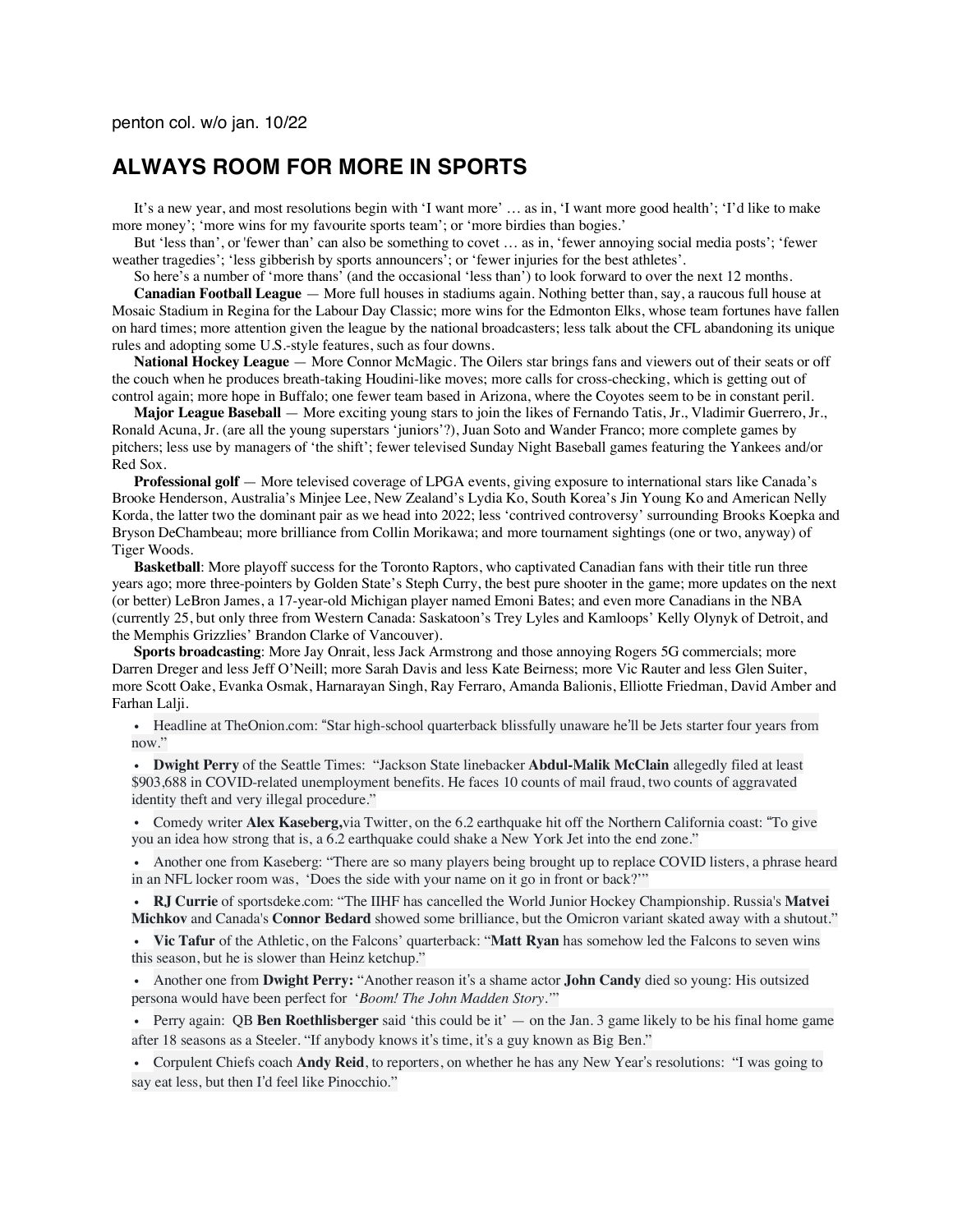penton col. w/o jan. 10/22

# ALWAYS ROOM FOR MORE IN SPORTS

It's a new year, and most resolutions begin with 'I want more' … as in, 'I want more good health'; 'I'd like to make more money'; 'more wins for my favourite sports team'; or 'more birdies than bogies.'

But 'less than', or 'fewer than' can also be something to covet … as in, 'fewer annoying social media posts'; 'fewer weather tragedies'; 'less gibberish by sports announcers'; or 'fewer injuries for the best athletes'.

So here's a number of 'more thans' (and the occasional 'less than') to look forward to over the next 12 months.

**Canadian Football League** — More full houses in stadiums again. Nothing better than, say, a raucous full house at Mosaic Stadium in Regina for the Labour Day Classic; more wins for the Edmonton Elks, whose team fortunes have fallen on hard times; more attention given the league by the national broadcasters; less talk about the CFL abandoning its unique rules and adopting some U.S.-style features, such as four downs.

**National Hockey League** — More Connor McMagic. The Oilers star brings fans and viewers out of their seats or off the couch when he produces breath-taking Houdini-like moves; more calls for cross-checking, which is getting out of control again; more hope in Buffalo; one fewer team based in Arizona, where the Coyotes seem to be in constant peril.

**Major League Baseball** — More exciting young stars to join the likes of Fernando Tatis, Jr., Vladimir Guerrero, Jr., Ronald Acuna, Jr. (are all the young superstars 'juniors'?), Juan Soto and Wander Franco; more complete games by pitchers; less use by managers of 'the shift'; fewer televised Sunday Night Baseball games featuring the Yankees and/or Red Sox.

**Professional golf** — More televised coverage of LPGA events, giving exposure to international stars like Canada's Brooke Henderson, Australia's Minjee Lee, New Zealand's Lydia Ko, South Korea's Jin Young Ko and American Nelly Korda, the latter two the dominant pair as we head into 2022; less 'contrived controversy' surrounding Brooks Koepka and Bryson DeChambeau; more brilliance from Collin Morikawa; and more tournament sightings (one or two, anyway) of Tiger Woods.

**Basketball**: More playoff success for the Toronto Raptors, who captivated Canadian fans with their title run three years ago; more three-pointers by Golden State's Steph Curry, the best pure shooter in the game; more updates on the next (or better) LeBron James, a 17-year-old Michigan player named Emoni Bates; and even more Canadians in the NBA (currently 25, but only three from Western Canada: Saskatoon's Trey Lyles and Kamloops' Kelly Olynyk of Detroit, and the Memphis Grizzlies' Brandon Clarke of Vancouver).

**Sports broadcasting**: More Jay Onrait, less Jack Armstrong and those annoying Rogers 5G commercials; more Darren Dreger and less Jeff O'Neill; more Sarah Davis and less Kate Beirness; more Vic Rauter and less Glen Suiter, more Scott Oake, Evanka Osmak, Harnarayan Singh, Ray Ferraro, Amanda Balionis, Elliotte Friedman, David Amber and Farhan Lalji.

- Headline at TheOnion.com: "Star high-school quarterback blissfully unaware he'll be Jets starter four years from now."
- **Dwight Perry** of the Seattle Times: "Jackson State linebacker **Abdul-Malik McClain** allegedly filed at least $903,688 in COVID-related unemployment benefits. He faces 10 counts of mail fraud, two counts of aggravated identity theft and very illegal procedure."
- Comedy writer **Alex Kaseberg,** via Twitter, on the 6.2 earthquake hit off the Northern California coast: "To give you an idea how strong that is, a 6.2 earthquake could shake a New York Jet into the end zone."
- Another one from Kaseberg: "There are so many players being brought up to replace COVID listers, a phrase heard in an NFL locker room was, 'Does the side with your name on it go in front or back?'"
- **RJ Currie** of sportsdeke.com: "The IIHF has cancelled the World Junior Hockey Championship. Russia's **Matvei Michkov** and Canada's **Connor Bedard** showed some brilliance, but the Omicron variant skated away with a shutout."
- **Vic Tafur** of the Athletic, on the Falcons' quarterback: "**Matt Ryan** has somehow led the Falcons to seven wins this season, but he is slower than Heinz ketchup."
- Another one from **Dwight Perry:** "Another reason it's a shame actor **John Candy** died so young: His outsized persona would have been perfect for '*Boom! The John Madden Story*.'"
- Perry again: QB **Ben Roethlisberger** said 'this could be it' — on the Jan. 3 game likely to be his final home game after 18 seasons as a Steeler. "If anybody knows it's time, it's a guy known as Big Ben."
- Corpulent Chiefs coach **Andy Reid**, to reporters, on whether he has any New Year's resolutions: "I was going to say eat less, but then I'd feel like Pinocchio."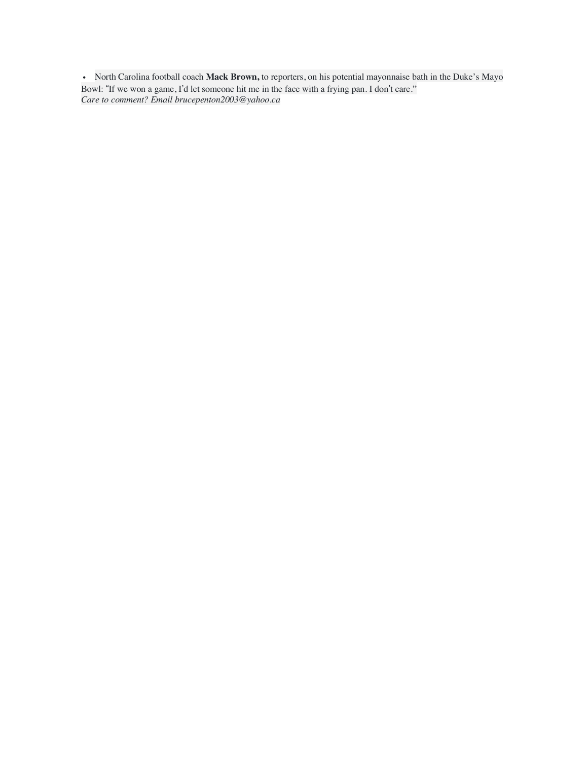- North Carolina football coach **Mack Brown,** to reporters, on his potential mayonnaise bath in the Duke's Mayo Bowl: "If we won a game, I'd let someone hit me in the face with a frying pan. I don't care."

*Care to comment? Email brucepenton2003@yahoo.ca*